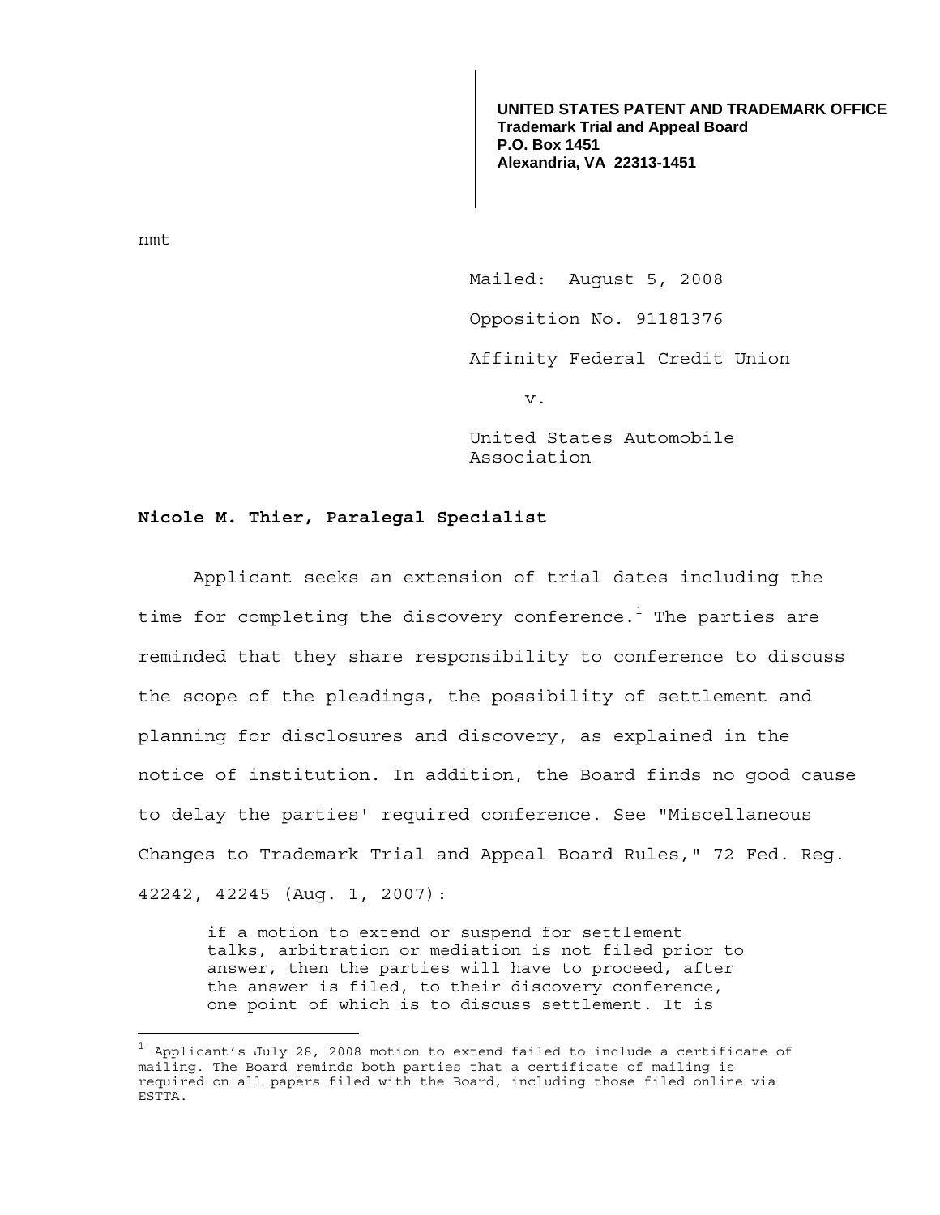**UNITED STATES PATENT AND TRADEMARK OFFICE**
**Trademark Trial and Appeal Board**
**P.O. Box 1451**
**Alexandria, VA 22313-1451**

nmt

Mailed: August 5, 2008

Opposition No. 91181376

Affinity Federal Credit Union

v.

United States Automobile Association

**Nicole M. Thier, Paralegal Specialist**

Applicant seeks an extension of trial dates including the time for completing the discovery conference.[1] The parties are reminded that they share responsibility to conference to discuss the scope of the pleadings, the possibility of settlement and planning for disclosures and discovery, as explained in the notice of institution. In addition, the Board finds no good cause to delay the parties' required conference. See "Miscellaneous Changes to Trademark Trial and Appeal Board Rules," 72 Fed. Reg. 42242, 42245 (Aug. 1, 2007):

> if a motion to extend or suspend for settlement talks, arbitration or mediation is not filed prior to answer, then the parties will have to proceed, after the answer is filed, to their discovery conference, one point of which is to discuss settlement. It is

[1] Applicant's July 28, 2008 motion to extend failed to include a certificate of mailing. The Board reminds both parties that a certificate of mailing is required on all papers filed with the Board, including those filed online via ESTTA.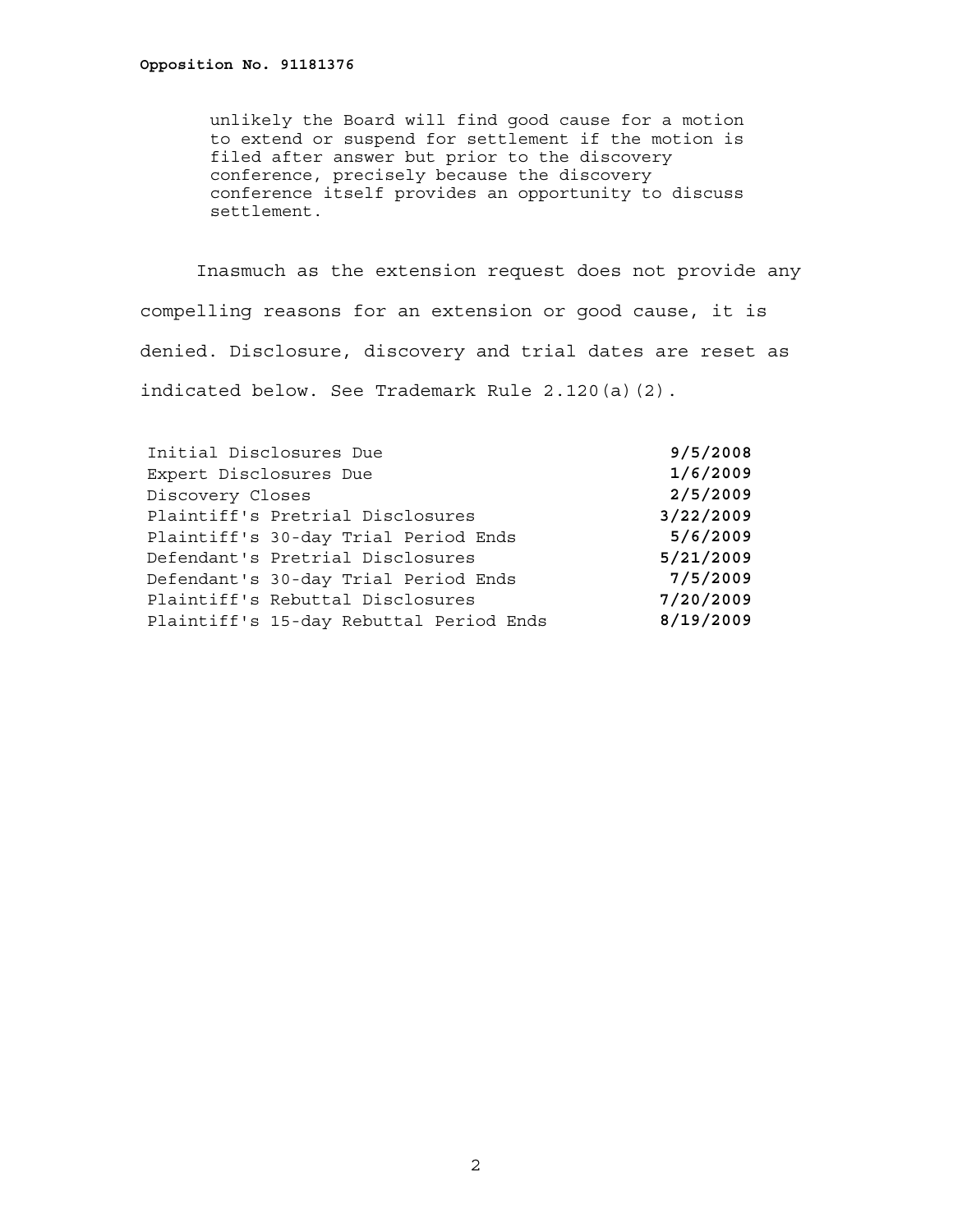> unlikely the Board will find good cause for a motion to extend or suspend for settlement if the motion is filed after answer but prior to the discovery conference, precisely because the discovery conference itself provides an opportunity to discuss settlement.

Inasmuch as the extension request does not provide any compelling reasons for an extension or good cause, it is denied. Disclosure, discovery and trial dates are reset as indicated below. See Trademark Rule 2.120(a)(2).

| | |
|---|---|
| Initial Disclosures Due | **9/5/2008** |
| Expert Disclosures Due | **1/6/2009** |
| Discovery Closes | **2/5/2009** |
| Plaintiff's Pretrial Disclosures | **3/22/2009** |
| Plaintiff's 30-day Trial Period Ends | **5/6/2009** |
| Defendant's Pretrial Disclosures | **5/21/2009** |
| Defendant's 30-day Trial Period Ends | **7/5/2009** |
| Plaintiff's Rebuttal Disclosures | **7/20/2009** |
| Plaintiff's 15-day Rebuttal Period Ends | **8/19/2009** |